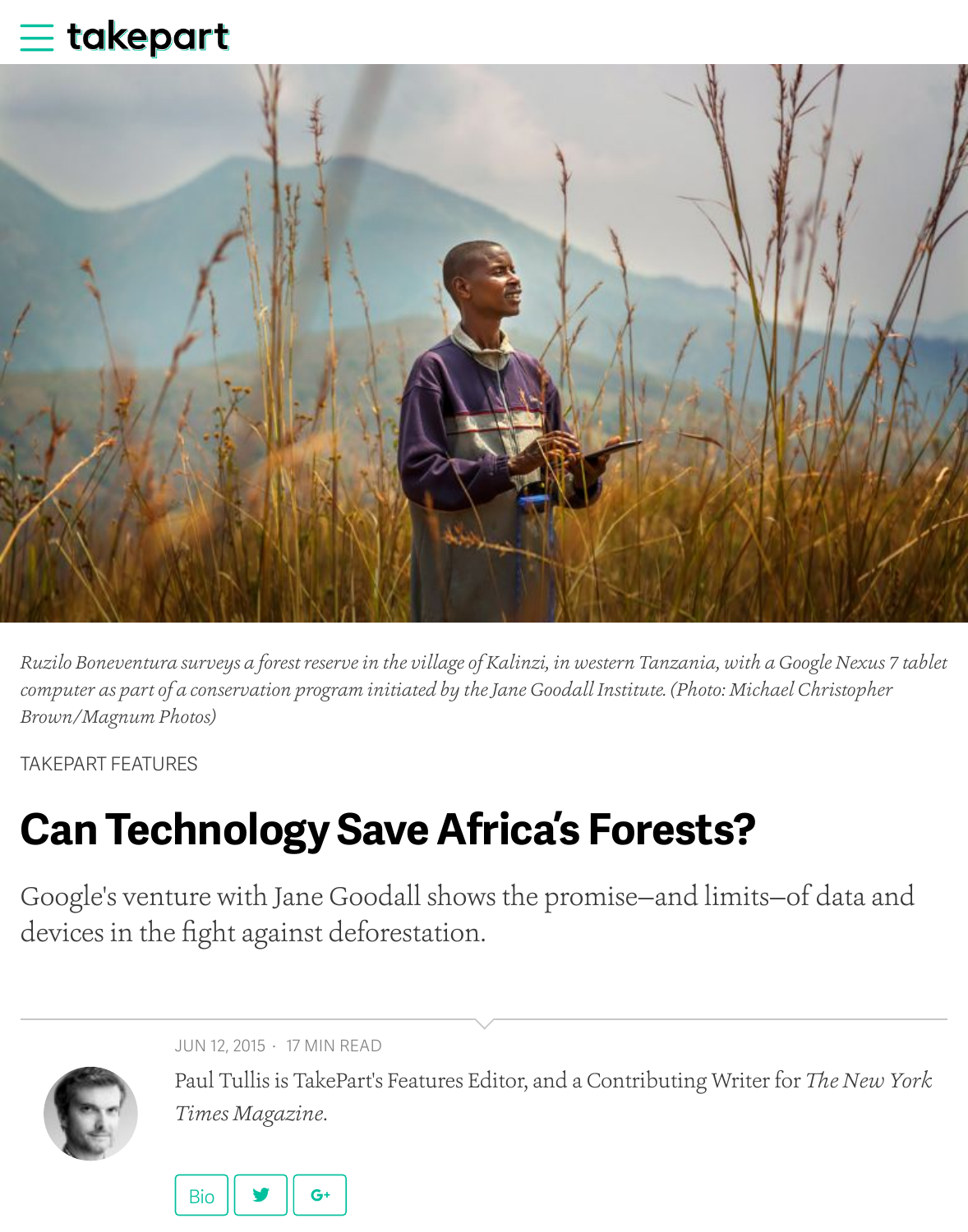takepart

*Ruzilo Boneventura surveys a forest reserve in the village of Kalinzi, in western Tanzania, with a Google Nexus 7 tablet computer as part of a conservation program initiated by the Jane Goodall Institute. (Photo: Michael Christopher Brown/Magnum Photos)*

TAKEPART FEATURES

# Can Technology Save Africa's Forests?

Google's venture with Jane Goodall shows the promise—and limits—of data and devices in the fight against deforestation.

JUN 12, 2015 · 17 MIN READ

Paul Tullis is TakePart's Features Editor, and a Contributing Writer for *The New York Times Magazine*.

Bio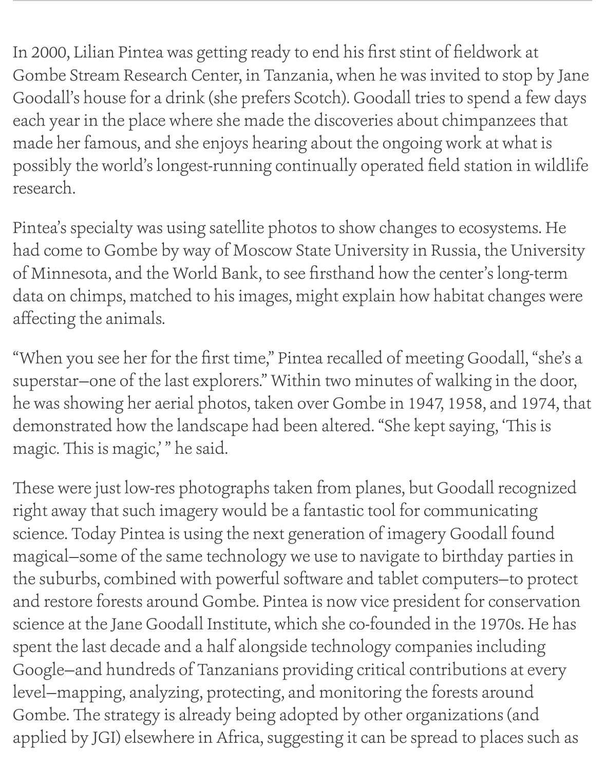In 2000, Lilian Pintea was getting ready to end his first stint of fieldwork at Gombe Stream Research Center, in Tanzania, when he was invited to stop by Jane Goodall's house for a drink (she prefers Scotch). Goodall tries to spend a few days each year in the place where she made the discoveries about chimpanzees that made her famous, and she enjoys hearing about the ongoing work at what is possibly the world's longest-running continually operated field station in wildlife research.

Pintea's specialty was using satellite photos to show changes to ecosystems. He had come to Gombe by way of Moscow State University in Russia, the University of Minnesota, and the World Bank, to see firsthand how the center's long-term data on chimps, matched to his images, might explain how habitat changes were affecting the animals.

"When you see her for the first time," Pintea recalled of meeting Goodall, "she's a superstar—one of the last explorers." Within two minutes of walking in the door, he was showing her aerial photos, taken over Gombe in 1947, 1958, and 1974, that demonstrated how the landscape had been altered. "She kept saying, 'This is magic. This is magic,' " he said.

These were just low-res photographs taken from planes, but Goodall recognized right away that such imagery would be a fantastic tool for communicating science. Today Pintea is using the next generation of imagery Goodall found magical—some of the same technology we use to navigate to birthday parties in the suburbs, combined with powerful software and tablet computers—to protect and restore forests around Gombe. Pintea is now vice president for conservation science at the Jane Goodall Institute, which she co-founded in the 1970s. He has spent the last decade and a half alongside technology companies including Google—and hundreds of Tanzanians providing critical contributions at every level—mapping, analyzing, protecting, and monitoring the forests around Gombe. The strategy is already being adopted by other organizations (and applied by JGI) elsewhere in Africa, suggesting it can be spread to places such as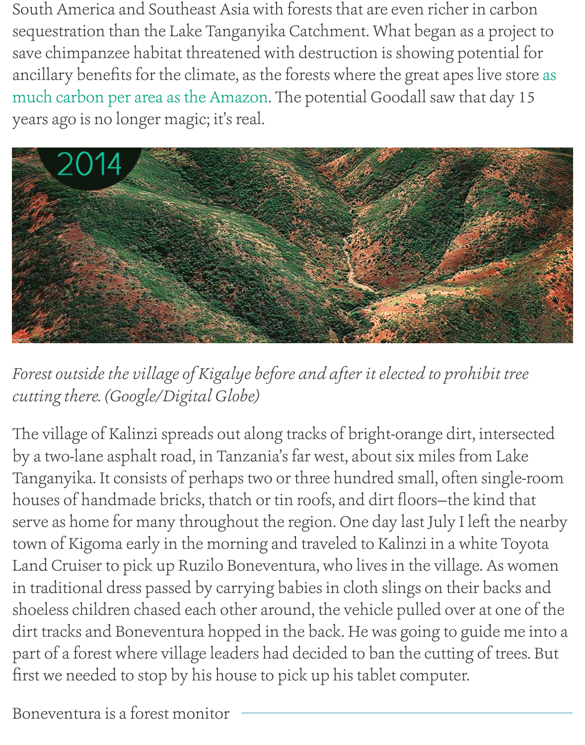South America and Southeast Asia with forests that are even richer in carbon sequestration than the Lake Tanganyika Catchment. What began as a project to save chimpanzee habitat threatened with destruction is showing potential for ancillary benefits for the climate, as the forests where the great apes live store as much carbon per area as the Amazon. The potential Goodall saw that day 15 years ago is no longer magic; it's real.

*Forest outside the village of Kigalye before and after it elected to prohibit tree cutting there. (Google/Digital Globe)*

The village of Kalinzi spreads out along tracks of bright-orange dirt, intersected by a two-lane asphalt road, in Tanzania's far west, about six miles from Lake Tanganyika. It consists of perhaps two or three hundred small, often single-room houses of handmade bricks, thatch or tin roofs, and dirt floors—the kind that serve as home for many throughout the region. One day last July I left the nearby town of Kigoma early in the morning and traveled to Kalinzi in a white Toyota Land Cruiser to pick up Ruzilo Boneventura, who lives in the village. As women in traditional dress passed by carrying babies in cloth slings on their backs and shoeless children chased each other around, the vehicle pulled over at one of the dirt tracks and Boneventura hopped in the back. He was going to guide me into a part of a forest where village leaders had decided to ban the cutting of trees. But first we needed to stop by his house to pick up his tablet computer.

Boneventura is a forest monitor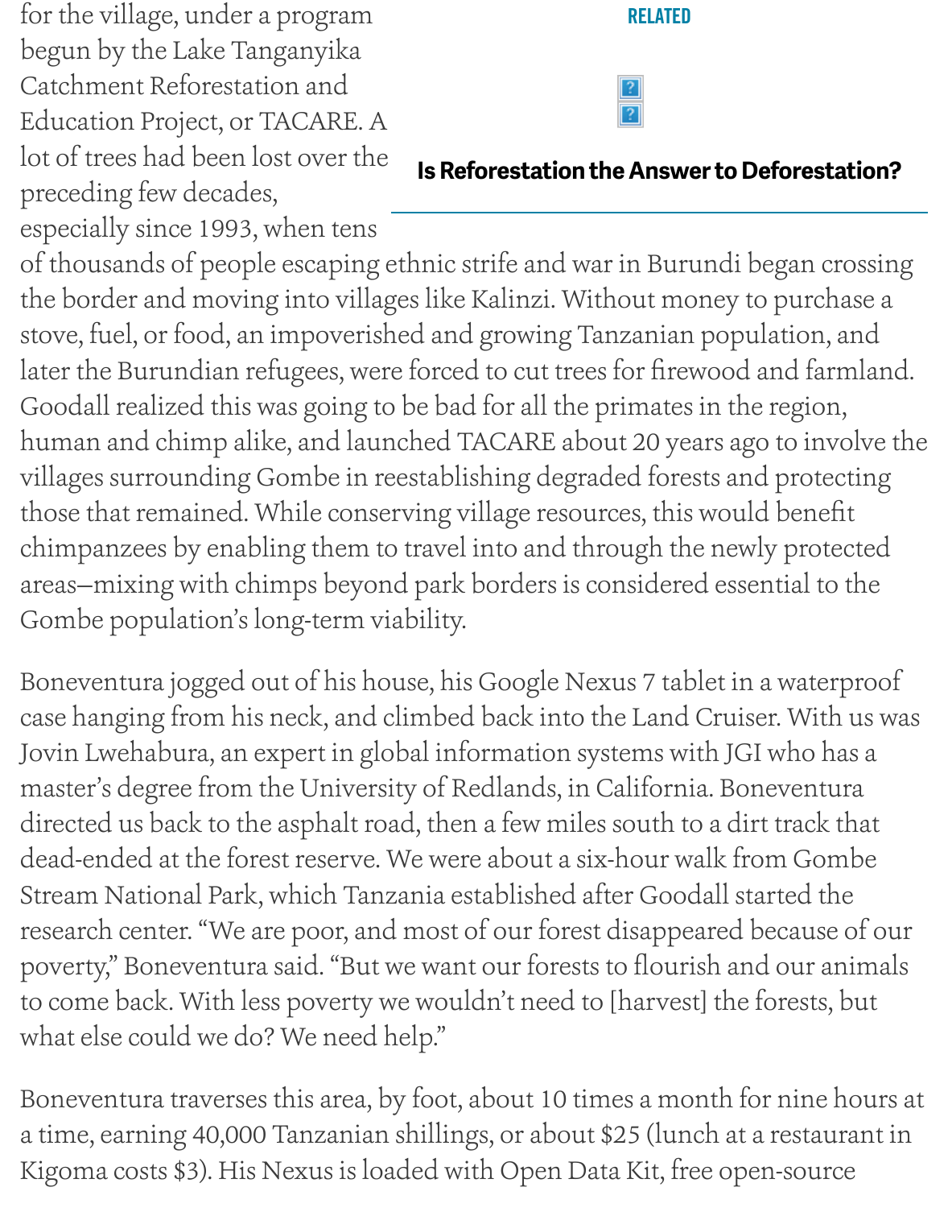for the village, under a program begun by the Lake Tanganyika Catchment Reforestation and Education Project, or TACARE. A lot of trees had been lost over the preceding few decades, especially since 1993, when tens of thousands of people escaping ethnic strife and war in Burundi began crossing the border and moving into villages like Kalinzi. Without money to purchase a stove, fuel, or food, an impoverished and growing Tanzanian population, and later the Burundian refugees, were forced to cut trees for firewood and farmland. Goodall realized this was going to be bad for all the primates in the region, human and chimp alike, and launched TACARE about 20 years ago to involve the villages surrounding Gombe in reestablishing degraded forests and protecting those that remained. While conserving village resources, this would benefit chimpanzees by enabling them to travel into and through the newly protected areas—mixing with chimps beyond park borders is considered essential to the Gombe population's long-term viability.

RELATED

**Is Reforestation the Answer to Deforestation?**

Boneventura jogged out of his house, his Google Nexus 7 tablet in a waterproof case hanging from his neck, and climbed back into the Land Cruiser. With us was Jovin Lwehabura, an expert in global information systems with JGI who has a master's degree from the University of Redlands, in California. Boneventura directed us back to the asphalt road, then a few miles south to a dirt track that dead-ended at the forest reserve. We were about a six-hour walk from Gombe Stream National Park, which Tanzania established after Goodall started the research center. "We are poor, and most of our forest disappeared because of our poverty," Boneventura said. "But we want our forests to flourish and our animals to come back. With less poverty we wouldn't need to [harvest] the forests, but what else could we do? We need help."

Boneventura traverses this area, by foot, about 10 times a month for nine hours at a time, earning 40,000 Tanzanian shillings, or about $25 (lunch at a restaurant in Kigoma costs $3). His Nexus is loaded with Open Data Kit, free open-source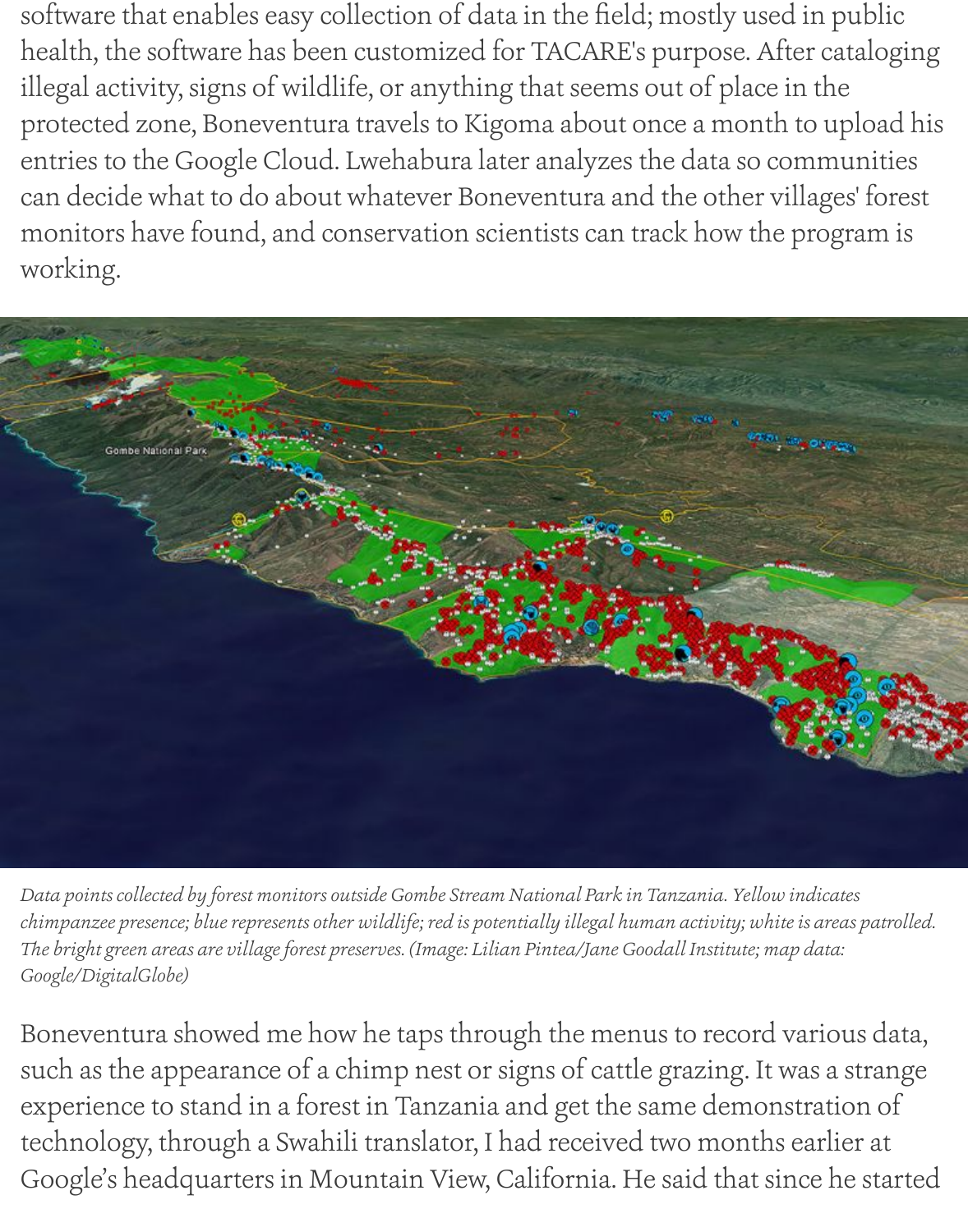software that enables easy collection of data in the field; mostly used in public health, the software has been customized for TACARE's purpose. After cataloging illegal activity, signs of wildlife, or anything that seems out of place in the protected zone, Boneventura travels to Kigoma about once a month to upload his entries to the Google Cloud. Lwehabura later analyzes the data so communities can decide what to do about whatever Boneventura and the other villages' forest monitors have found, and conservation scientists can track how the program is working.

*Data points collected by forest monitors outside Gombe Stream National Park in Tanzania. Yellow indicates chimpanzee presence; blue represents other wildlife; red is potentially illegal human activity; white is areas patrolled. The bright green areas are village forest preserves. (Image: Lilian Pintea/Jane Goodall Institute; map data: Google/DigitalGlobe)*

Boneventura showed me how he taps through the menus to record various data, such as the appearance of a chimp nest or signs of cattle grazing. It was a strange experience to stand in a forest in Tanzania and get the same demonstration of technology, through a Swahili translator, I had received two months earlier at Google's headquarters in Mountain View, California. He said that since he started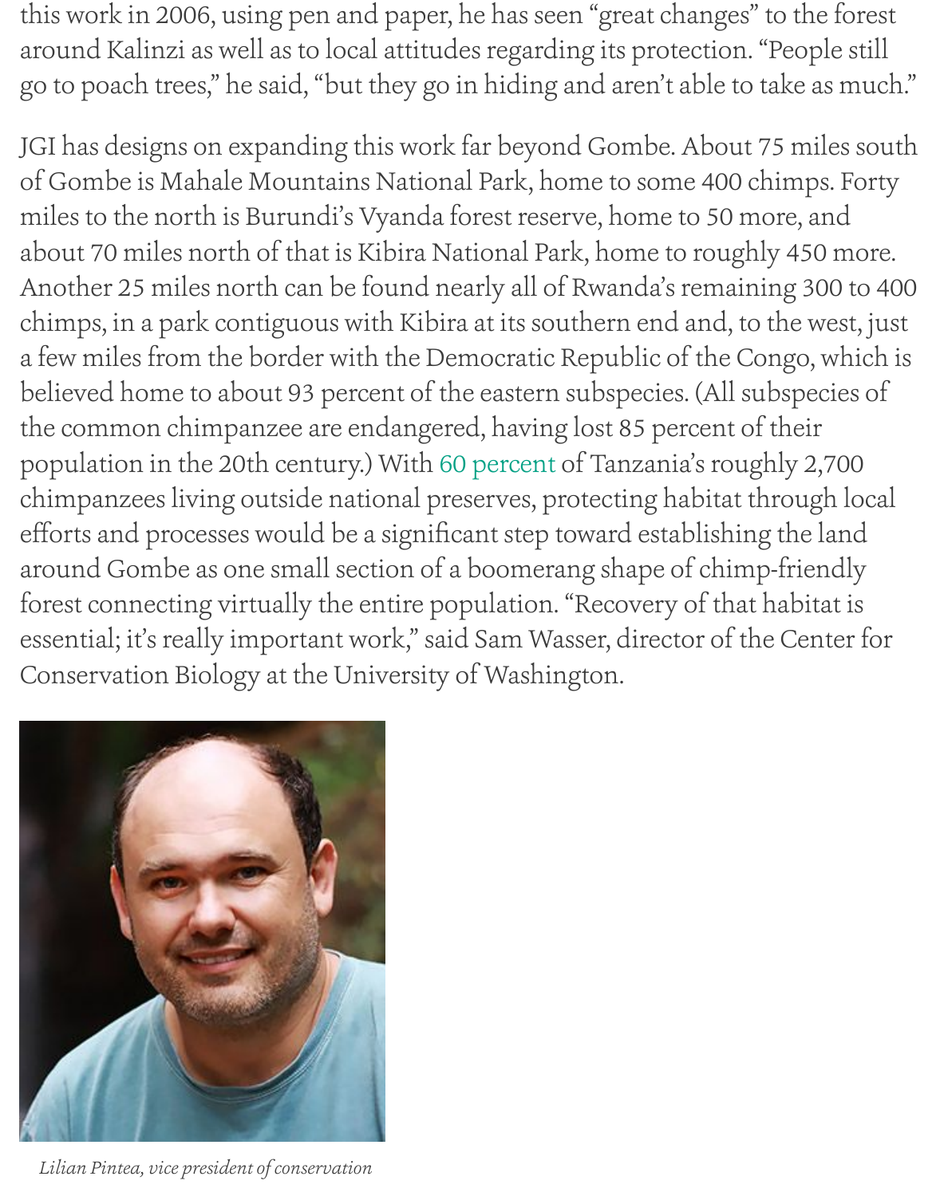this work in 2006, using pen and paper, he has seen "great changes" to the forest around Kalinzi as well as to local attitudes regarding its protection. "People still go to poach trees," he said, "but they go in hiding and aren't able to take as much."

JGI has designs on expanding this work far beyond Gombe. About 75 miles south of Gombe is Mahale Mountains National Park, home to some 400 chimps. Forty miles to the north is Burundi's Vyanda forest reserve, home to 50 more, and about 70 miles north of that is Kibira National Park, home to roughly 450 more. Another 25 miles north can be found nearly all of Rwanda's remaining 300 to 400 chimps, in a park contiguous with Kibira at its southern end and, to the west, just a few miles from the border with the Democratic Republic of the Congo, which is believed home to about 93 percent of the eastern subspecies. (All subspecies of the common chimpanzee are endangered, having lost 85 percent of their population in the 20th century.) With 60 percent of Tanzania's roughly 2,700 chimpanzees living outside national preserves, protecting habitat through local efforts and processes would be a significant step toward establishing the land around Gombe as one small section of a boomerang shape of chimp-friendly forest connecting virtually the entire population. "Recovery of that habitat is essential; it's really important work," said Sam Wasser, director of the Center for Conservation Biology at the University of Washington.

*Lilian Pintea, vice president of conservation*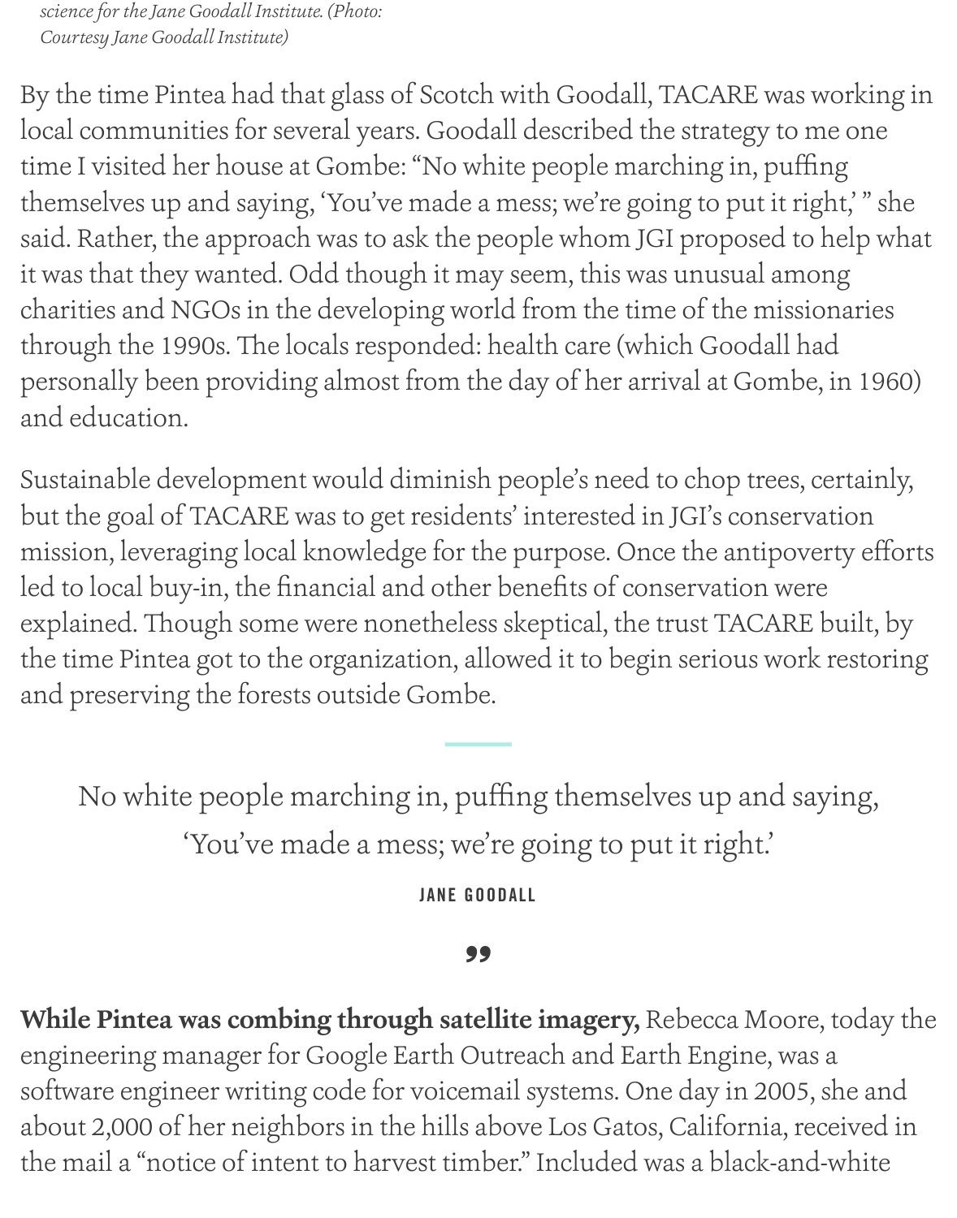*science for the Jane Goodall Institute. (Photo: Courtesy Jane Goodall Institute)*

By the time Pintea had that glass of Scotch with Goodall, TACARE was working in local communities for several years. Goodall described the strategy to me one time I visited her house at Gombe: "No white people marching in, puffing themselves up and saying, 'You've made a mess; we're going to put it right,' " she said. Rather, the approach was to ask the people whom JGI proposed to help what it was that they wanted. Odd though it may seem, this was unusual among charities and NGOs in the developing world from the time of the missionaries through the 1990s. The locals responded: health care (which Goodall had personally been providing almost from the day of her arrival at Gombe, in 1960) and education.

Sustainable development would diminish people's need to chop trees, certainly, but the goal of TACARE was to get residents' interested in JGI's conservation mission, leveraging local knowledge for the purpose. Once the antipoverty efforts led to local buy-in, the financial and other benefits of conservation were explained. Though some were nonetheless skeptical, the trust TACARE built, by the time Pintea got to the organization, allowed it to begin serious work restoring and preserving the forests outside Gombe.

---

> No white people marching in, puffing themselves up and saying, 'You've made a mess; we're going to put it right.'
>
> JANE GOODALL

**While Pintea was combing through satellite imagery,** Rebecca Moore, today the engineering manager for Google Earth Outreach and Earth Engine, was a software engineer writing code for voicemail systems. One day in 2005, she and about 2,000 of her neighbors in the hills above Los Gatos, California, received in the mail a "notice of intent to harvest timber." Included was a black-and-white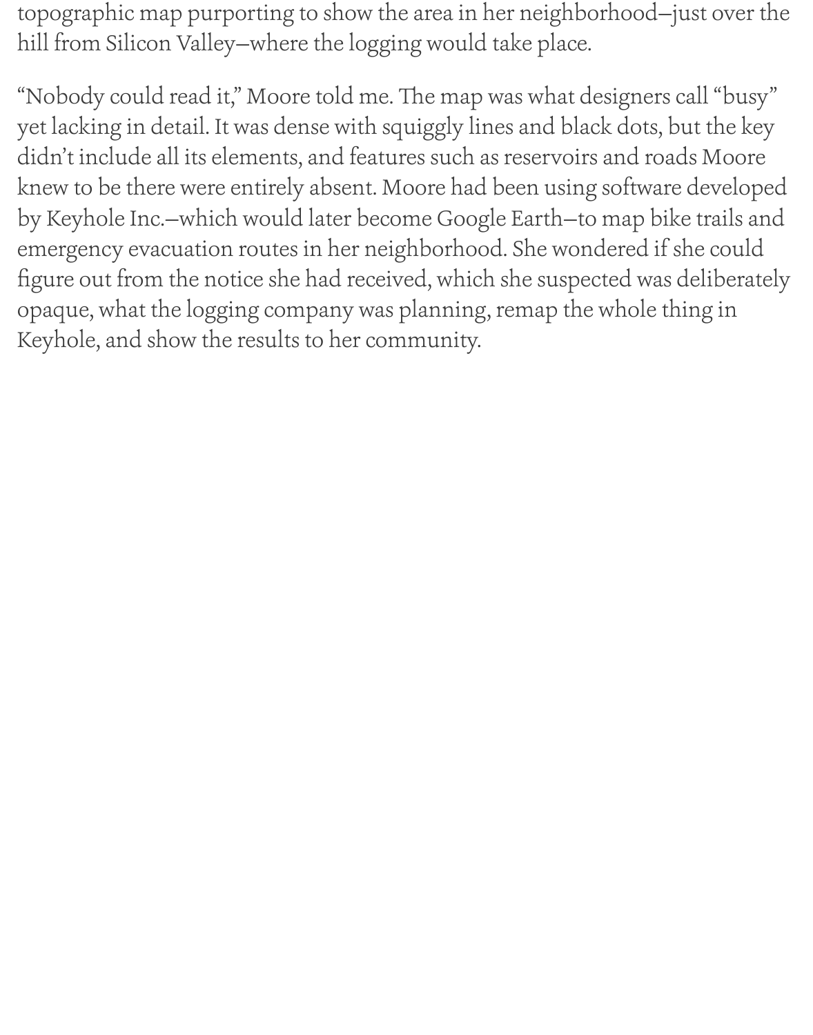topographic map purporting to show the area in her neighborhood—just over the hill from Silicon Valley—where the logging would take place.

“Nobody could read it,” Moore told me. The map was what designers call “busy” yet lacking in detail. It was dense with squiggly lines and black dots, but the key didn’t include all its elements, and features such as reservoirs and roads Moore knew to be there were entirely absent. Moore had been using software developed by Keyhole Inc.—which would later become Google Earth—to map bike trails and emergency evacuation routes in her neighborhood. She wondered if she could figure out from the notice she had received, which she suspected was deliberately opaque, what the logging company was planning, remap the whole thing in Keyhole, and show the results to her community.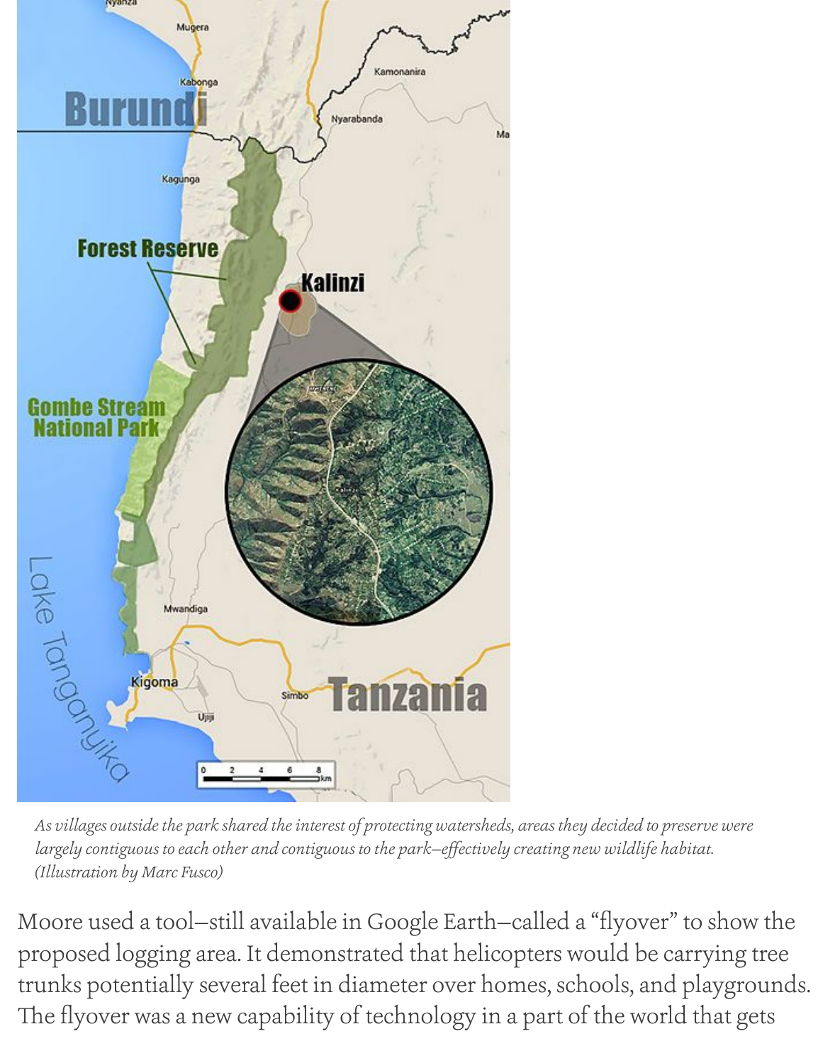*As villages outside the park shared the interest of protecting watersheds, areas they decided to preserve were largely contiguous to each other and contiguous to the park—effectively creating new wildlife habitat. (Illustration by Marc Fusco)*

Moore used a tool—still available in Google Earth—called a "flyover" to show the proposed logging area. It demonstrated that helicopters would be carrying tree trunks potentially several feet in diameter over homes, schools, and playgrounds. The flyover was a new capability of technology in a part of the world that gets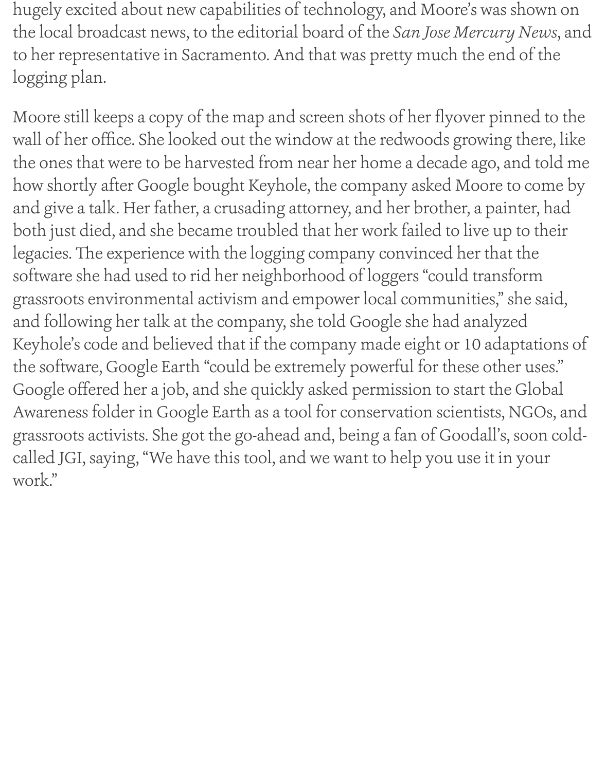hugely excited about new capabilities of technology, and Moore's was shown on the local broadcast news, to the editorial board of the *San Jose Mercury News*, and to her representative in Sacramento. And that was pretty much the end of the logging plan.

Moore still keeps a copy of the map and screen shots of her flyover pinned to the wall of her office. She looked out the window at the redwoods growing there, like the ones that were to be harvested from near her home a decade ago, and told me how shortly after Google bought Keyhole, the company asked Moore to come by and give a talk. Her father, a crusading attorney, and her brother, a painter, had both just died, and she became troubled that her work failed to live up to their legacies. The experience with the logging company convinced her that the software she had used to rid her neighborhood of loggers "could transform grassroots environmental activism and empower local communities," she said, and following her talk at the company, she told Google she had analyzed Keyhole's code and believed that if the company made eight or 10 adaptations of the software, Google Earth "could be extremely powerful for these other uses." Google offered her a job, and she quickly asked permission to start the Global Awareness folder in Google Earth as a tool for conservation scientists, NGOs, and grassroots activists. She got the go-ahead and, being a fan of Goodall's, soon cold-called JGI, saying, "We have this tool, and we want to help you use it in your work."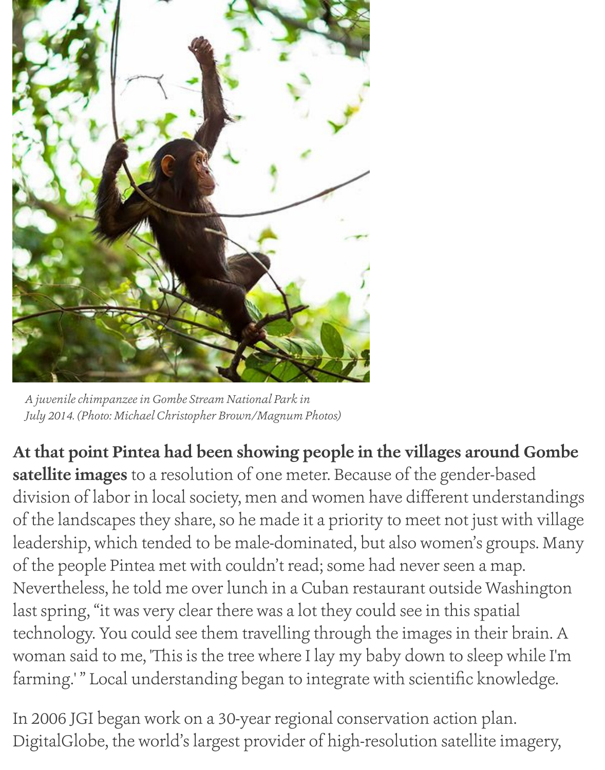*A juvenile chimpanzee in Gombe Stream National Park in July 2014. (Photo: Michael Christopher Brown/Magnum Photos)*

**At that point Pintea had been showing people in the villages around Gombe satellite images** to a resolution of one meter. Because of the gender-based division of labor in local society, men and women have different understandings of the landscapes they share, so he made it a priority to meet not just with village leadership, which tended to be male-dominated, but also women's groups. Many of the people Pintea met with couldn't read; some had never seen a map. Nevertheless, he told me over lunch in a Cuban restaurant outside Washington last spring, "it was very clear there was a lot they could see in this spatial technology. You could see them travelling through the images in their brain. A woman said to me, 'This is the tree where I lay my baby down to sleep while I'm farming.' " Local understanding began to integrate with scientific knowledge.

In 2006 JGI began work on a 30-year regional conservation action plan. DigitalGlobe, the world's largest provider of high-resolution satellite imagery,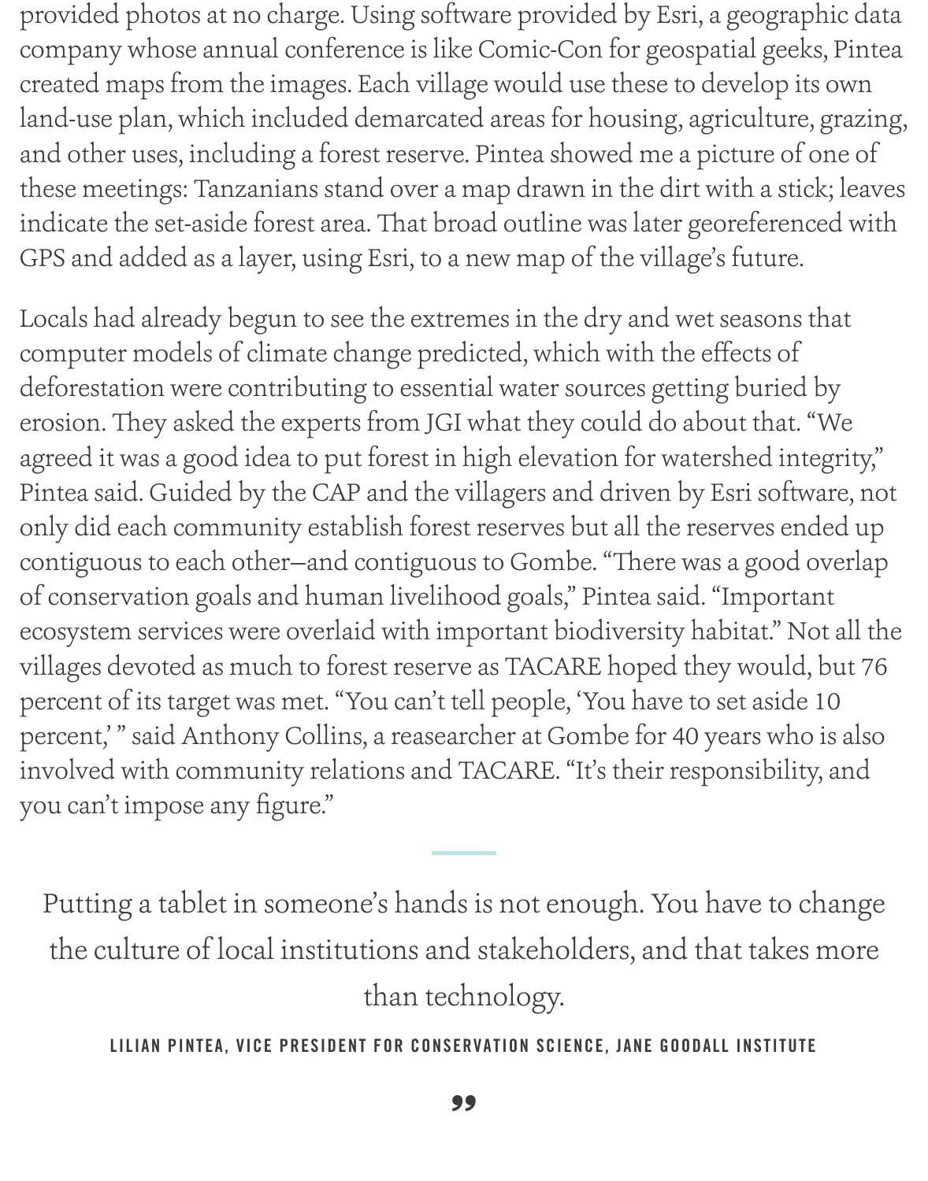provided photos at no charge. Using software provided by Esri, a geographic data company whose annual conference is like Comic-Con for geospatial geeks, Pintea created maps from the images. Each village would use these to develop its own land-use plan, which included demarcated areas for housing, agriculture, grazing, and other uses, including a forest reserve. Pintea showed me a picture of one of these meetings: Tanzanians stand over a map drawn in the dirt with a stick; leaves indicate the set-aside forest area. That broad outline was later georeferenced with GPS and added as a layer, using Esri, to a new map of the village's future.

Locals had already begun to see the extremes in the dry and wet seasons that computer models of climate change predicted, which with the effects of deforestation were contributing to essential water sources getting buried by erosion. They asked the experts from JGI what they could do about that. "We agreed it was a good idea to put forest in high elevation for watershed integrity," Pintea said. Guided by the CAP and the villagers and driven by Esri software, not only did each community establish forest reserves but all the reserves ended up contiguous to each other—and contiguous to Gombe. "There was a good overlap of conservation goals and human livelihood goals," Pintea said. "Important ecosystem services were overlaid with important biodiversity habitat." Not all the villages devoted as much to forest reserve as TACARE hoped they would, but 76 percent of its target was met. "You can't tell people, 'You have to set aside 10 percent,' " said Anthony Collins, a reasearcher at Gombe for 40 years who is also involved with community relations and TACARE. "It's their responsibility, and you can't impose any figure."

> Putting a tablet in someone's hands is not enough. You have to change the culture of local institutions and stakeholders, and that takes more than technology.
>
> LILIAN PINTEA, VICE PRESIDENT FOR CONSERVATION SCIENCE, JANE GOODALL INSTITUTE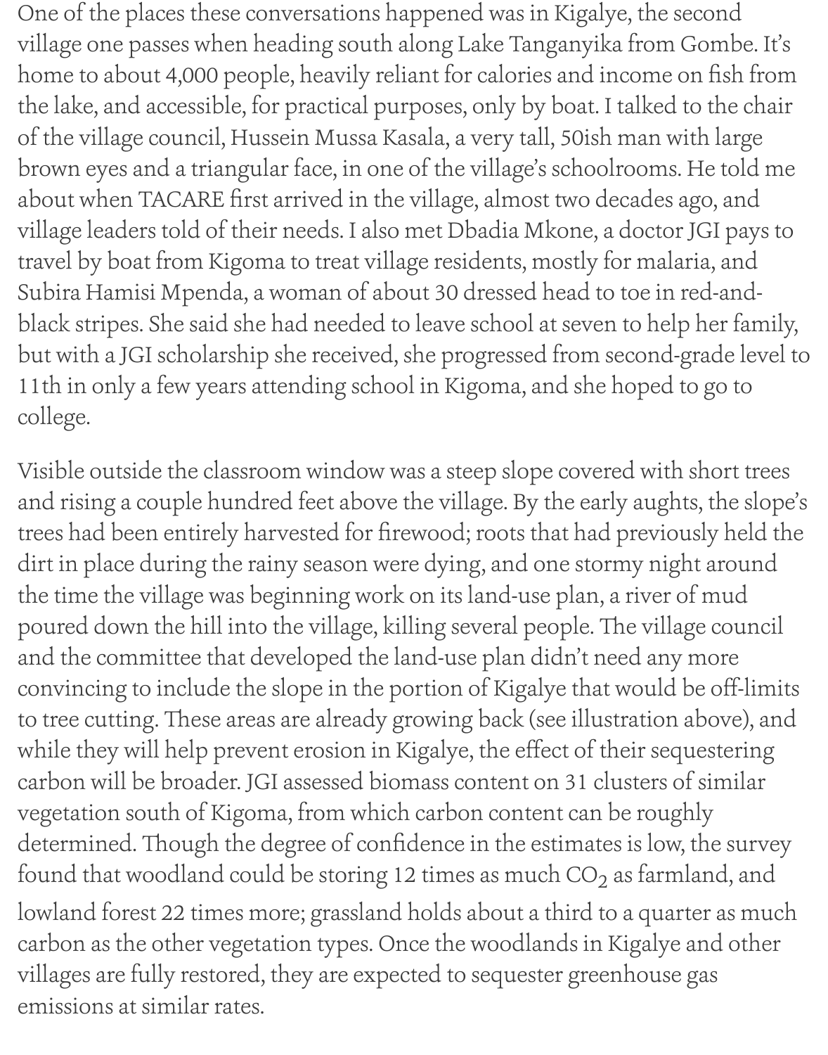One of the places these conversations happened was in Kigalye, the second village one passes when heading south along Lake Tanganyika from Gombe. It's home to about 4,000 people, heavily reliant for calories and income on fish from the lake, and accessible, for practical purposes, only by boat. I talked to the chair of the village council, Hussein Mussa Kasala, a very tall, 50ish man with large brown eyes and a triangular face, in one of the village's schoolrooms. He told me about when TACARE first arrived in the village, almost two decades ago, and village leaders told of their needs. I also met Dbadia Mkone, a doctor JGI pays to travel by boat from Kigoma to treat village residents, mostly for malaria, and Subira Hamisi Mpenda, a woman of about 30 dressed head to toe in red-and-black stripes. She said she had needed to leave school at seven to help her family, but with a JGI scholarship she received, she progressed from second-grade level to 11th in only a few years attending school in Kigoma, and she hoped to go to college.

Visible outside the classroom window was a steep slope covered with short trees and rising a couple hundred feet above the village. By the early aughts, the slope's trees had been entirely harvested for firewood; roots that had previously held the dirt in place during the rainy season were dying, and one stormy night around the time the village was beginning work on its land-use plan, a river of mud poured down the hill into the village, killing several people. The village council and the committee that developed the land-use plan didn't need any more convincing to include the slope in the portion of Kigalye that would be off-limits to tree cutting. These areas are already growing back (see illustration above), and while they will help prevent erosion in Kigalye, the effect of their sequestering carbon will be broader. JGI assessed biomass content on 31 clusters of similar vegetation south of Kigoma, from which carbon content can be roughly determined. Though the degree of confidence in the estimates is low, the survey found that woodland could be storing 12 times as much $CO_2$ as farmland, and lowland forest 22 times more; grassland holds about a third to a quarter as much carbon as the other vegetation types. Once the woodlands in Kigalye and other villages are fully restored, they are expected to sequester greenhouse gas emissions at similar rates.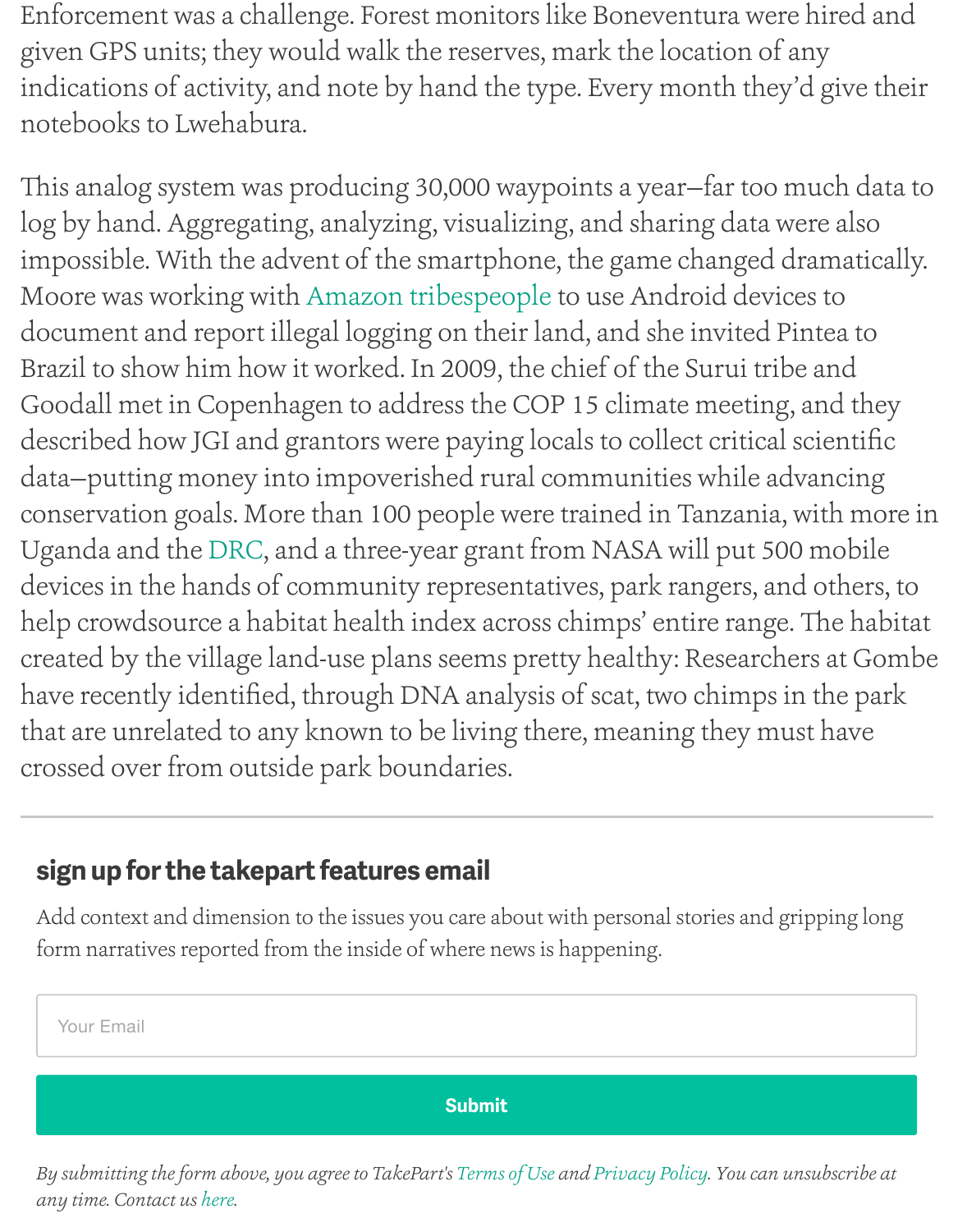Enforcement was a challenge. Forest monitors like Boneventura were hired and given GPS units; they would walk the reserves, mark the location of any indications of activity, and note by hand the type. Every month they'd give their notebooks to Lwehabura.

This analog system was producing 30,000 waypoints a year—far too much data to log by hand. Aggregating, analyzing, visualizing, and sharing data were also impossible. With the advent of the smartphone, the game changed dramatically. Moore was working with Amazon tribespeople to use Android devices to document and report illegal logging on their land, and she invited Pintea to Brazil to show him how it worked. In 2009, the chief of the Surui tribe and Goodall met in Copenhagen to address the COP 15 climate meeting, and they described how JGI and grantors were paying locals to collect critical scientific data—putting money into impoverished rural communities while advancing conservation goals. More than 100 people were trained in Tanzania, with more in Uganda and the DRC, and a three-year grant from NASA will put 500 mobile devices in the hands of community representatives, park rangers, and others, to help crowdsource a habitat health index across chimps' entire range. The habitat created by the village land-use plans seems pretty healthy: Researchers at Gombe have recently identified, through DNA analysis of scat, two chimps in the park that are unrelated to any known to be living there, meaning they must have crossed over from outside park boundaries.

---

## sign up for the takepart features email

Add context and dimension to the issues you care about with personal stories and gripping long form narratives reported from the inside of where news is happening.

Your Email

Submit

*By submitting the form above, you agree to TakePart's Terms of Use and Privacy Policy. You can unsubscribe at any time. Contact us here.*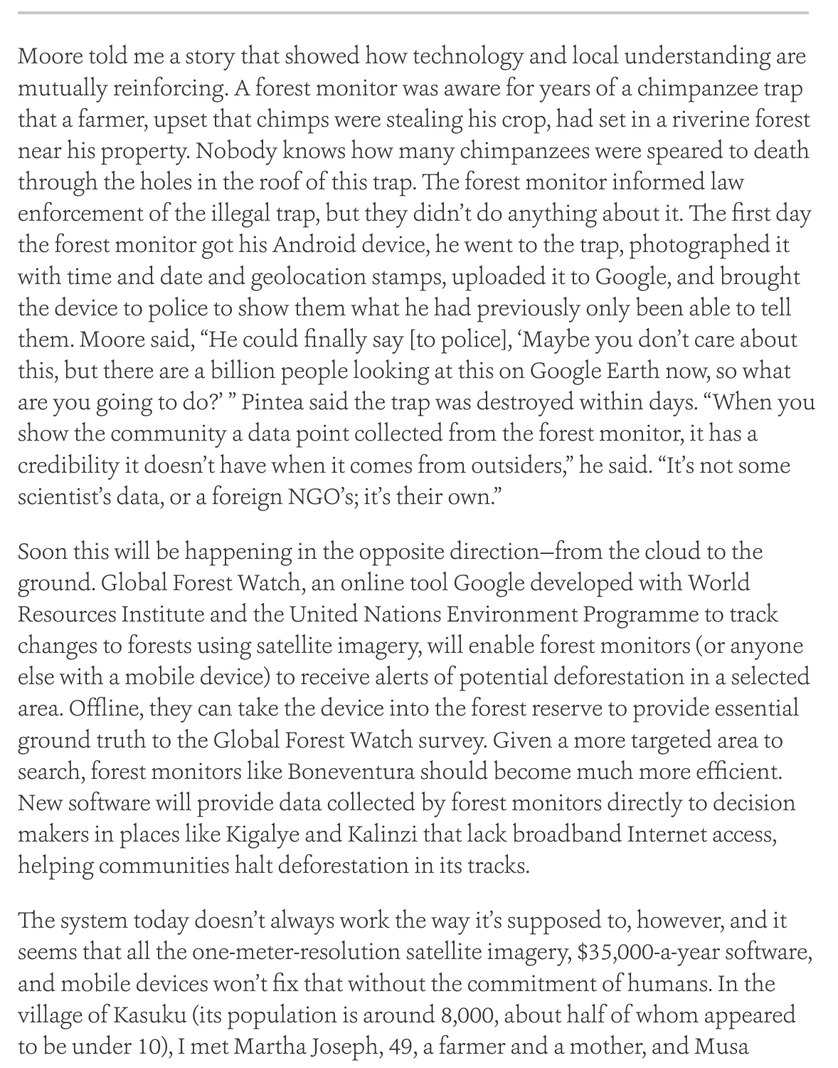Moore told me a story that showed how technology and local understanding are mutually reinforcing. A forest monitor was aware for years of a chimpanzee trap that a farmer, upset that chimps were stealing his crop, had set in a riverine forest near his property. Nobody knows how many chimpanzees were speared to death through the holes in the roof of this trap. The forest monitor informed law enforcement of the illegal trap, but they didn't do anything about it. The first day the forest monitor got his Android device, he went to the trap, photographed it with time and date and geolocation stamps, uploaded it to Google, and brought the device to police to show them what he had previously only been able to tell them. Moore said, "He could finally say [to police], 'Maybe you don't care about this, but there are a billion people looking at this on Google Earth now, so what are you going to do?' " Pintea said the trap was destroyed within days. "When you show the community a data point collected from the forest monitor, it has a credibility it doesn't have when it comes from outsiders," he said. "It's not some scientist's data, or a foreign NGO's; it's their own."

Soon this will be happening in the opposite direction—from the cloud to the ground. Global Forest Watch, an online tool Google developed with World Resources Institute and the United Nations Environment Programme to track changes to forests using satellite imagery, will enable forest monitors (or anyone else with a mobile device) to receive alerts of potential deforestation in a selected area. Offline, they can take the device into the forest reserve to provide essential ground truth to the Global Forest Watch survey. Given a more targeted area to search, forest monitors like Boneventura should become much more efficient. New software will provide data collected by forest monitors directly to decision makers in places like Kigalye and Kalinzi that lack broadband Internet access, helping communities halt deforestation in its tracks.

The system today doesn't always work the way it's supposed to, however, and it seems that all the one-meter-resolution satellite imagery, $35,000-a-year software, and mobile devices won't fix that without the commitment of humans. In the village of Kasuku (its population is around 8,000, about half of whom appeared to be under 10), I met Martha Joseph, 49, a farmer and a mother, and Musa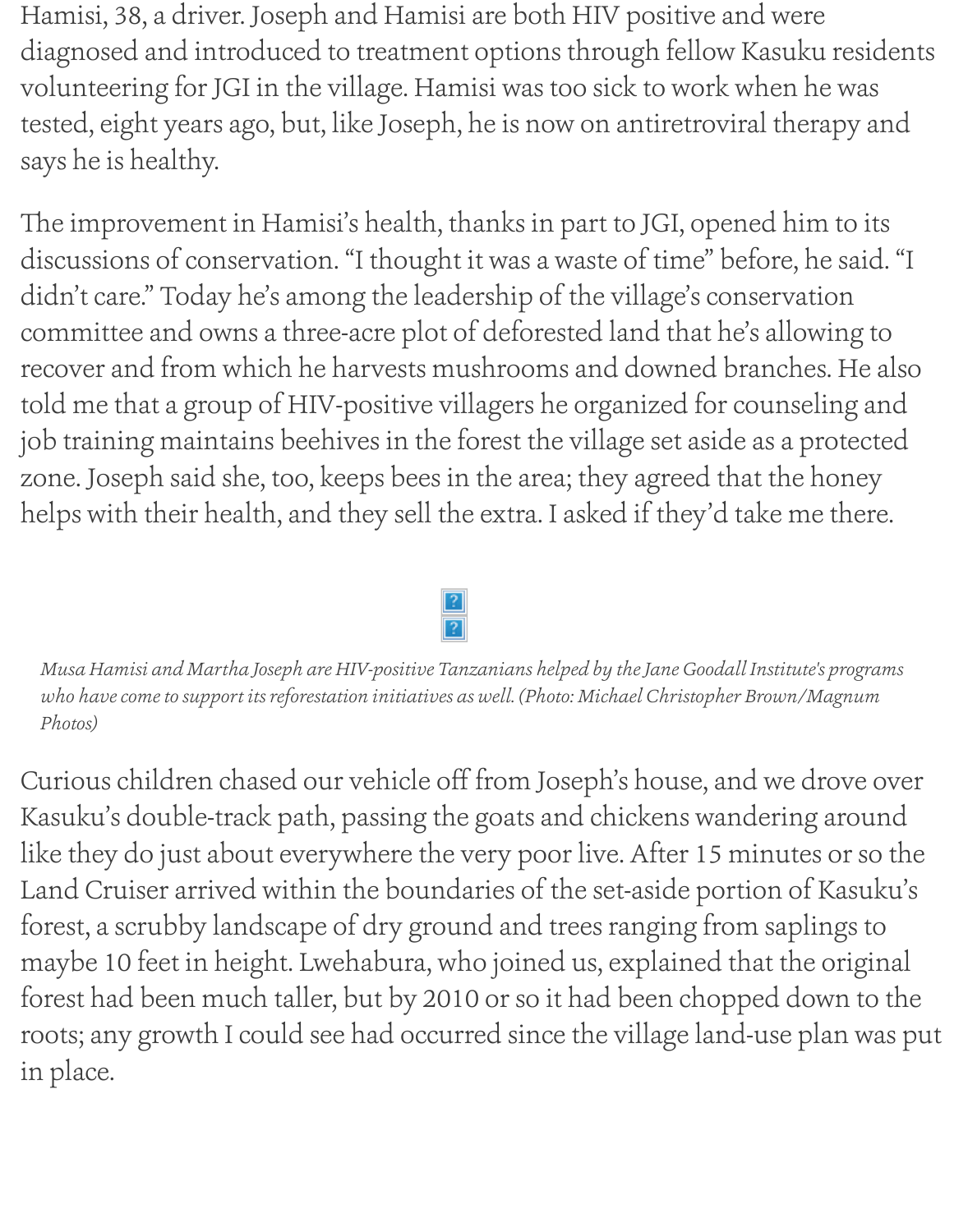Hamisi, 38, a driver. Joseph and Hamisi are both HIV positive and were diagnosed and introduced to treatment options through fellow Kasuku residents volunteering for JGI in the village. Hamisi was too sick to work when he was tested, eight years ago, but, like Joseph, he is now on antiretroviral therapy and says he is healthy.

The improvement in Hamisi's health, thanks in part to JGI, opened him to its discussions of conservation. "I thought it was a waste of time" before, he said. "I didn't care." Today he's among the leadership of the village's conservation committee and owns a three-acre plot of deforested land that he's allowing to recover and from which he harvests mushrooms and downed branches. He also told me that a group of HIV-positive villagers he organized for counseling and job training maintains beehives in the forest the village set aside as a protected zone. Joseph said she, too, keeps bees in the area; they agreed that the honey helps with their health, and they sell the extra. I asked if they'd take me there.

*Musa Hamisi and Martha Joseph are HIV-positive Tanzanians helped by the Jane Goodall Institute's programs who have come to support its reforestation initiatives as well. (Photo: Michael Christopher Brown/Magnum Photos)*

Curious children chased our vehicle off from Joseph's house, and we drove over Kasuku's double-track path, passing the goats and chickens wandering around like they do just about everywhere the very poor live. After 15 minutes or so the Land Cruiser arrived within the boundaries of the set-aside portion of Kasuku's forest, a scrubby landscape of dry ground and trees ranging from saplings to maybe 10 feet in height. Lwehabura, who joined us, explained that the original forest had been much taller, but by 2010 or so it had been chopped down to the roots; any growth I could see had occurred since the village land-use plan was put in place.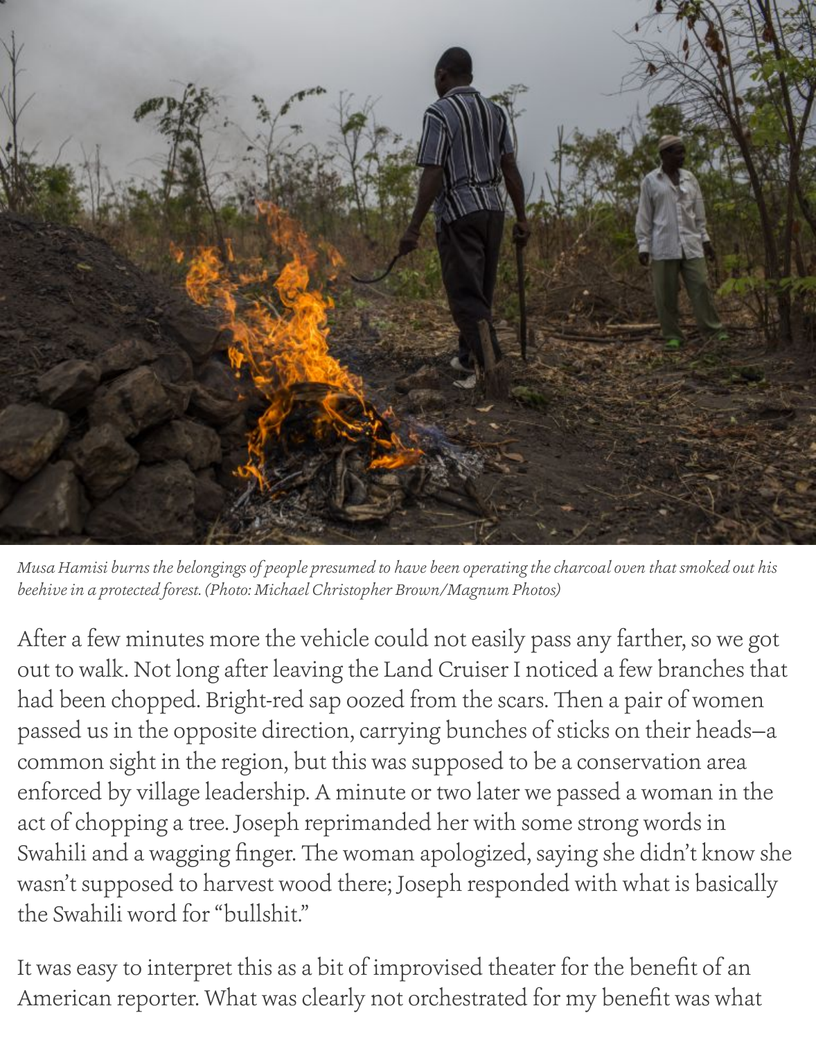*Musa Hamisi burns the belongings of people presumed to have been operating the charcoal oven that smoked out his beehive in a protected forest. (Photo: Michael Christopher Brown/Magnum Photos)*

After a few minutes more the vehicle could not easily pass any farther, so we got out to walk. Not long after leaving the Land Cruiser I noticed a few branches that had been chopped. Bright-red sap oozed from the scars. Then a pair of women passed us in the opposite direction, carrying bunches of sticks on their heads—a common sight in the region, but this was supposed to be a conservation area enforced by village leadership. A minute or two later we passed a woman in the act of chopping a tree. Joseph reprimanded her with some strong words in Swahili and a wagging finger. The woman apologized, saying she didn't know she wasn't supposed to harvest wood there; Joseph responded with what is basically the Swahili word for "bullshit."

It was easy to interpret this as a bit of improvised theater for the benefit of an American reporter. What was clearly not orchestrated for my benefit was what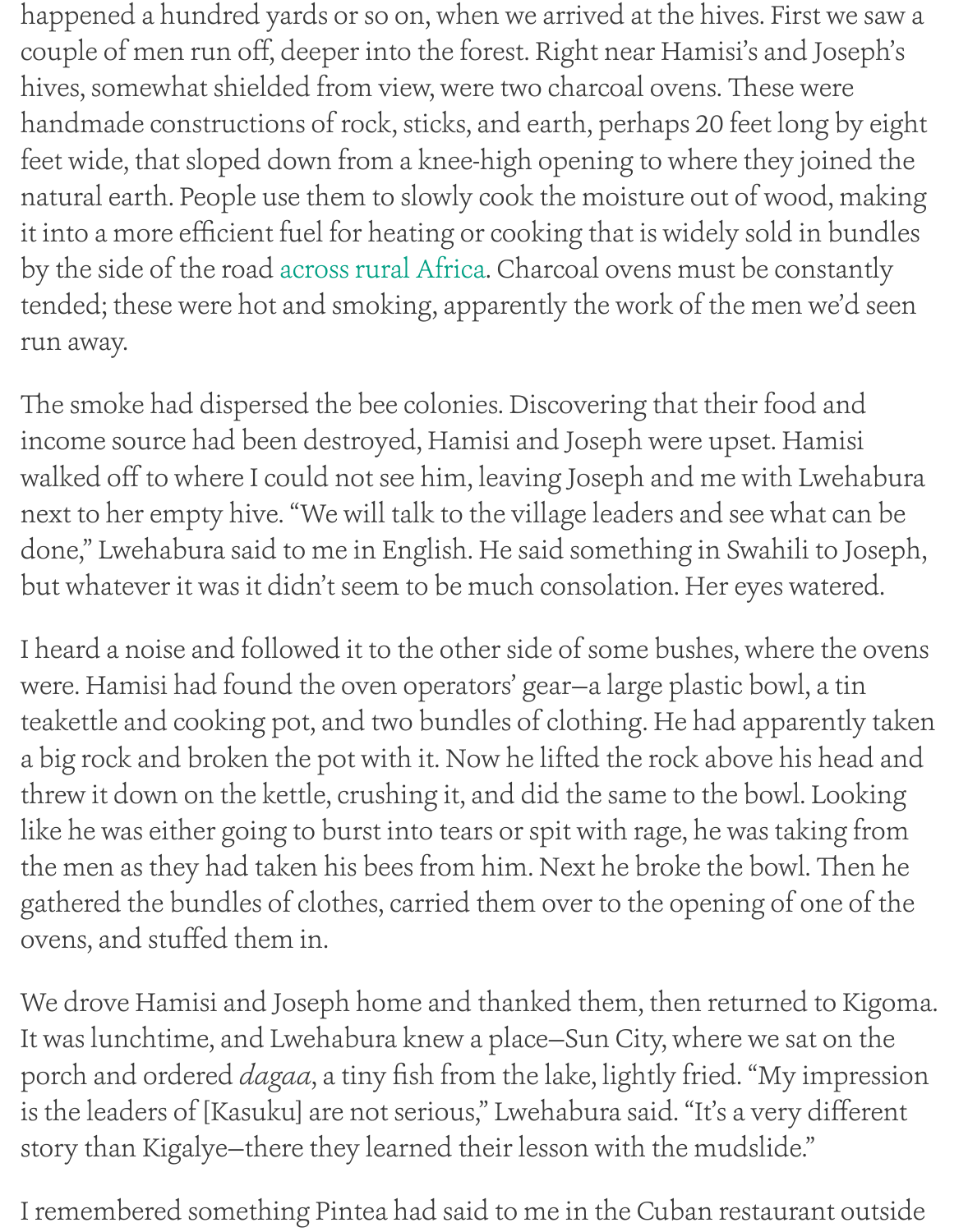happened a hundred yards or so on, when we arrived at the hives. First we saw a couple of men run off, deeper into the forest. Right near Hamisi's and Joseph's hives, somewhat shielded from view, were two charcoal ovens. These were handmade constructions of rock, sticks, and earth, perhaps 20 feet long by eight feet wide, that sloped down from a knee-high opening to where they joined the natural earth. People use them to slowly cook the moisture out of wood, making it into a more efficient fuel for heating or cooking that is widely sold in bundles by the side of the road across rural Africa. Charcoal ovens must be constantly tended; these were hot and smoking, apparently the work of the men we'd seen run away.

The smoke had dispersed the bee colonies. Discovering that their food and income source had been destroyed, Hamisi and Joseph were upset. Hamisi walked off to where I could not see him, leaving Joseph and me with Lwehabura next to her empty hive. "We will talk to the village leaders and see what can be done," Lwehabura said to me in English. He said something in Swahili to Joseph, but whatever it was it didn't seem to be much consolation. Her eyes watered.

I heard a noise and followed it to the other side of some bushes, where the ovens were. Hamisi had found the oven operators' gear—a large plastic bowl, a tin teakettle and cooking pot, and two bundles of clothing. He had apparently taken a big rock and broken the pot with it. Now he lifted the rock above his head and threw it down on the kettle, crushing it, and did the same to the bowl. Looking like he was either going to burst into tears or spit with rage, he was taking from the men as they had taken his bees from him. Next he broke the bowl. Then he gathered the bundles of clothes, carried them over to the opening of one of the ovens, and stuffed them in.

We drove Hamisi and Joseph home and thanked them, then returned to Kigoma. It was lunchtime, and Lwehabura knew a place—Sun City, where we sat on the porch and ordered *dagaa*, a tiny fish from the lake, lightly fried. "My impression is the leaders of [Kasuku] are not serious," Lwehabura said. "It's a very different story than Kigalye—there they learned their lesson with the mudslide."

I remembered something Pintea had said to me in the Cuban restaurant outside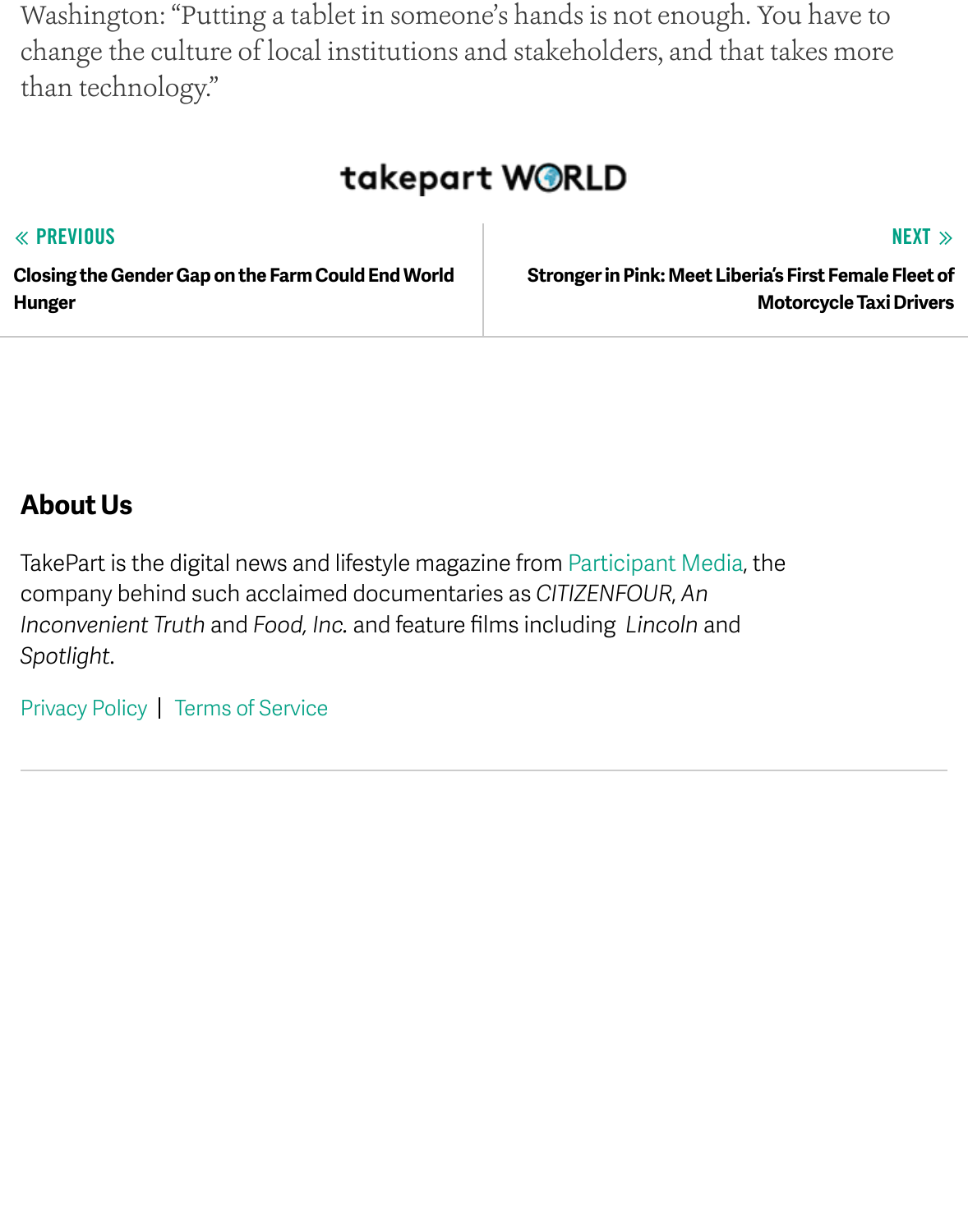Washington: "Putting a tablet in someone's hands is not enough. You have to change the culture of local institutions and stakeholders, and that takes more than technology."

takepart WORLD

« **PREVIOUS**

**Closing the Gender Gap on the Farm Could End World Hunger**

**NEXT** »

**Stronger in Pink: Meet Liberia's First Female Fleet of Motorcycle Taxi Drivers**

## About Us

TakePart is the digital news and lifestyle magazine from Participant Media, the company behind such acclaimed documentaries as *CITIZENFOUR*, *An Inconvenient Truth* and *Food, Inc.* and feature films including *Lincoln* and *Spotlight*.

Privacy Policy | Terms of Service